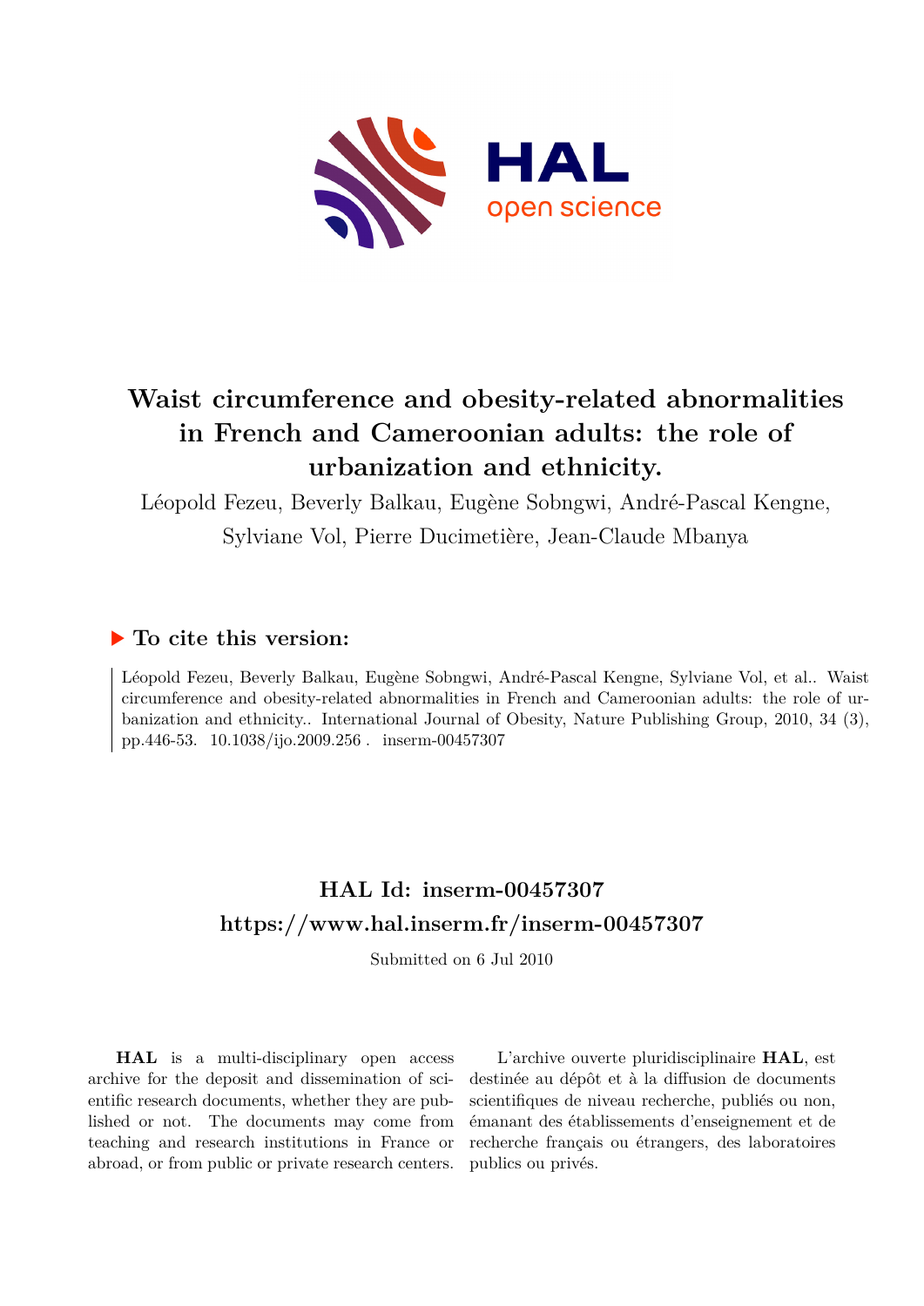# Waist circumference and obesity-related abnormalities in French and Cameroonian adults: the role of urbanization and ethnicity.

Léopold Fezeu, Beverly Balkau, Eugène Sobngwi, André-Pascal Kengne, Sylviane Vol, Pierre Ducimetière, Jean-Claude Mbanya

## ▶ To cite this version:

Léopold Fezeu, Beverly Balkau, Eugène Sobngwi, André-Pascal Kengne, Sylviane Vol, et al.. Waist circumference and obesity-related abnormalities in French and Cameroonian adults: the role of urbanization and ethnicity.. International Journal of Obesity, Nature Publishing Group, 2010, 34 (3), pp.446-53. 10.1038/ijo.2009.256 . inserm-00457307

## HAL Id: inserm-00457307
## https://www.hal.inserm.fr/inserm-00457307

Submitted on 6 Jul 2010

**HAL** is a multi-disciplinary open access archive for the deposit and dissemination of scientific research documents, whether they are published or not. The documents may come from teaching and research institutions in France or abroad, or from public or private research centers.

L'archive ouverte pluridisciplinaire **HAL**, est destinée au dépôt et à la diffusion de documents scientifiques de niveau recherche, publiés ou non, émanant des établissements d'enseignement et de recherche français ou étrangers, des laboratoires publics ou privés.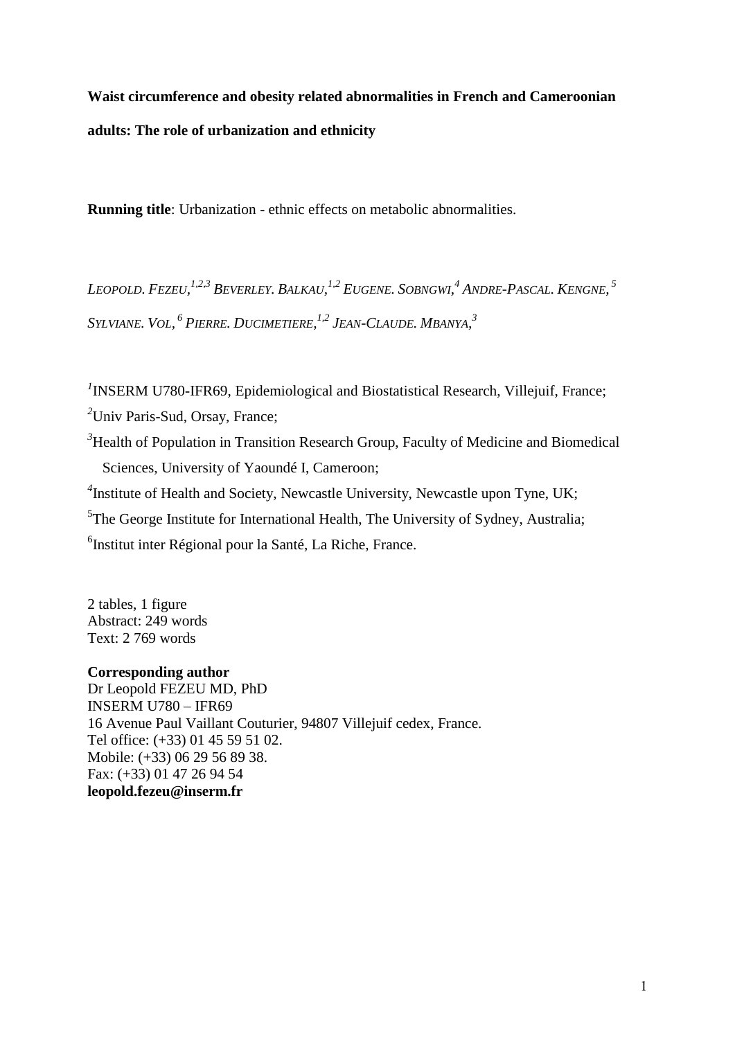**Waist circumference and obesity related abnormalities in French and Cameroonian adults: The role of urbanization and ethnicity**

**Running title**: Urbanization - ethnic effects on metabolic abnormalities.

*LEOPOLD. FEZEU,*[1,2,3] *BEVERLEY. BALKAU,*[1,2] *EUGENE. SOBNGWI,*[4] *ANDRE-PASCAL. KENGNE,*[5] *SYLVIANE. VOL,*[6] *PIERRE. DUCIMETIERE,*[1,2] *JEAN-CLAUDE. MBANYA,*[3]

[1]INSERM U780-IFR69, Epidemiological and Biostatistical Research, Villejuif, France;
[2]Univ Paris-Sud, Orsay, France;
[3]Health of Population in Transition Research Group, Faculty of Medicine and Biomedical Sciences, University of Yaoundé I, Cameroon;
[4]Institute of Health and Society, Newcastle University, Newcastle upon Tyne, UK;
[5]The George Institute for International Health, The University of Sydney, Australia;
[6]Institut inter Régional pour la Santé, La Riche, France.

2 tables, 1 figure
Abstract: 249 words
Text: 2 769 words

**Corresponding author**
Dr Leopold FEZEU MD, PhD
INSERM U780 – IFR69
16 Avenue Paul Vaillant Couturier, 94807 Villejuif cedex, France.
Tel office: (+33) 01 45 59 51 02.
Mobile: (+33) 06 29 56 89 38.
Fax: (+33) 01 47 26 94 54
**leopold.fezeu@inserm.fr**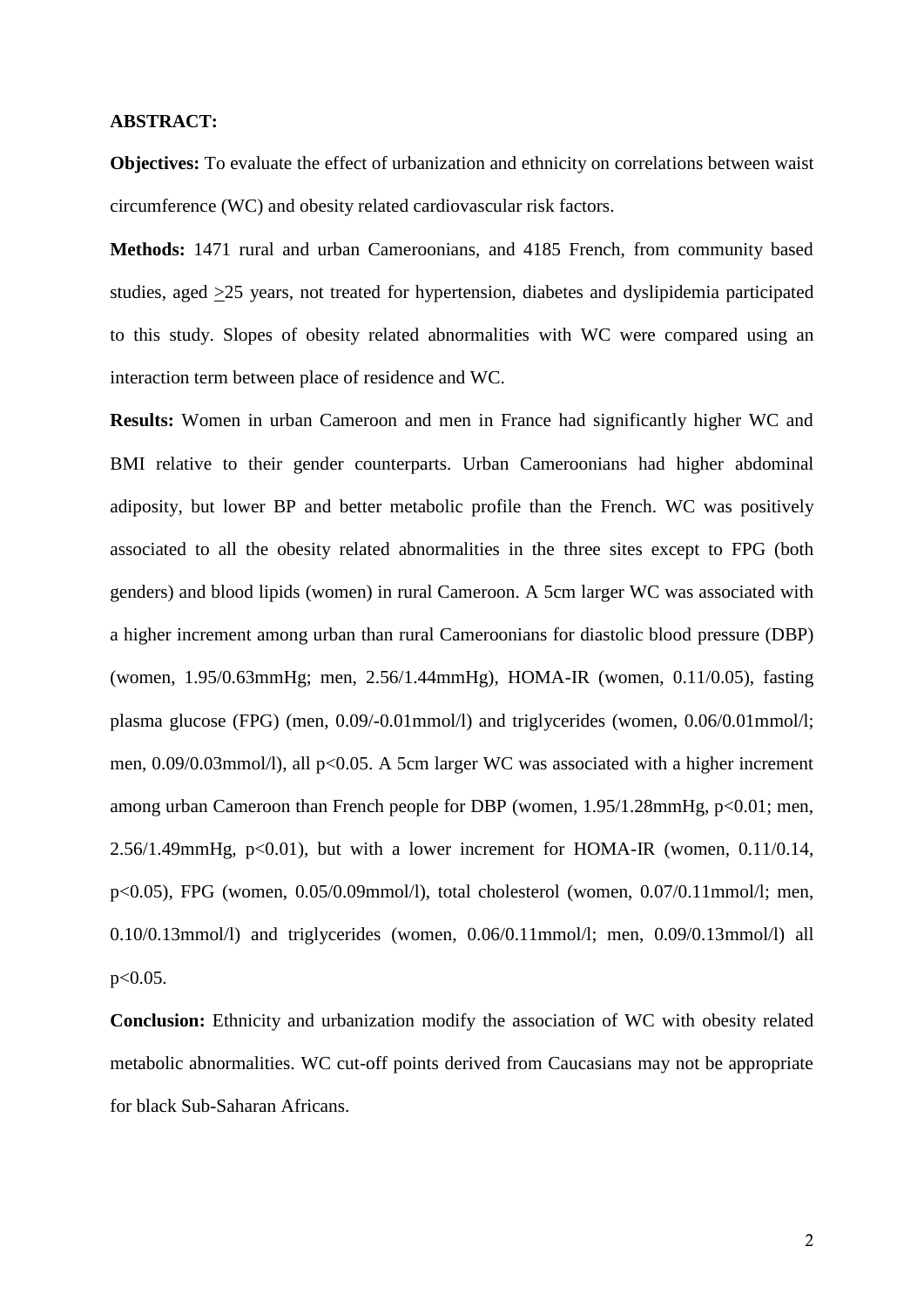**ABSTRACT:**

**Objectives:** To evaluate the effect of urbanization and ethnicity on correlations between waist circumference (WC) and obesity related cardiovascular risk factors.

**Methods:** 1471 rural and urban Cameroonians, and 4185 French, from community based studies, aged ≥25 years, not treated for hypertension, diabetes and dyslipidemia participated to this study. Slopes of obesity related abnormalities with WC were compared using an interaction term between place of residence and WC.

**Results:** Women in urban Cameroon and men in France had significantly higher WC and BMI relative to their gender counterparts. Urban Cameroonians had higher abdominal adiposity, but lower BP and better metabolic profile than the French. WC was positively associated to all the obesity related abnormalities in the three sites except to FPG (both genders) and blood lipids (women) in rural Cameroon. A 5cm larger WC was associated with a higher increment among urban than rural Cameroonians for diastolic blood pressure (DBP) (women, 1.95/0.63mmHg; men, 2.56/1.44mmHg), HOMA-IR (women, 0.11/0.05), fasting plasma glucose (FPG) (men, 0.09/-0.01mmol/l) and triglycerides (women, 0.06/0.01mmol/l; men, 0.09/0.03mmol/l), all $p<0.05$. A 5cm larger WC was associated with a higher increment among urban Cameroon than French people for DBP (women, 1.95/1.28mmHg, $p<0.01$; men, 2.56/1.49mmHg, $p<0.01$), but with a lower increment for HOMA-IR (women, 0.11/0.14, $p<0.05$), FPG (women, 0.05/0.09mmol/l), total cholesterol (women, 0.07/0.11mmol/l; men, 0.10/0.13mmol/l) and triglycerides (women, 0.06/0.11mmol/l; men, 0.09/0.13mmol/l) all $p<0.05$.

**Conclusion:** Ethnicity and urbanization modify the association of WC with obesity related metabolic abnormalities. WC cut-off points derived from Caucasians may not be appropriate for black Sub-Saharan Africans.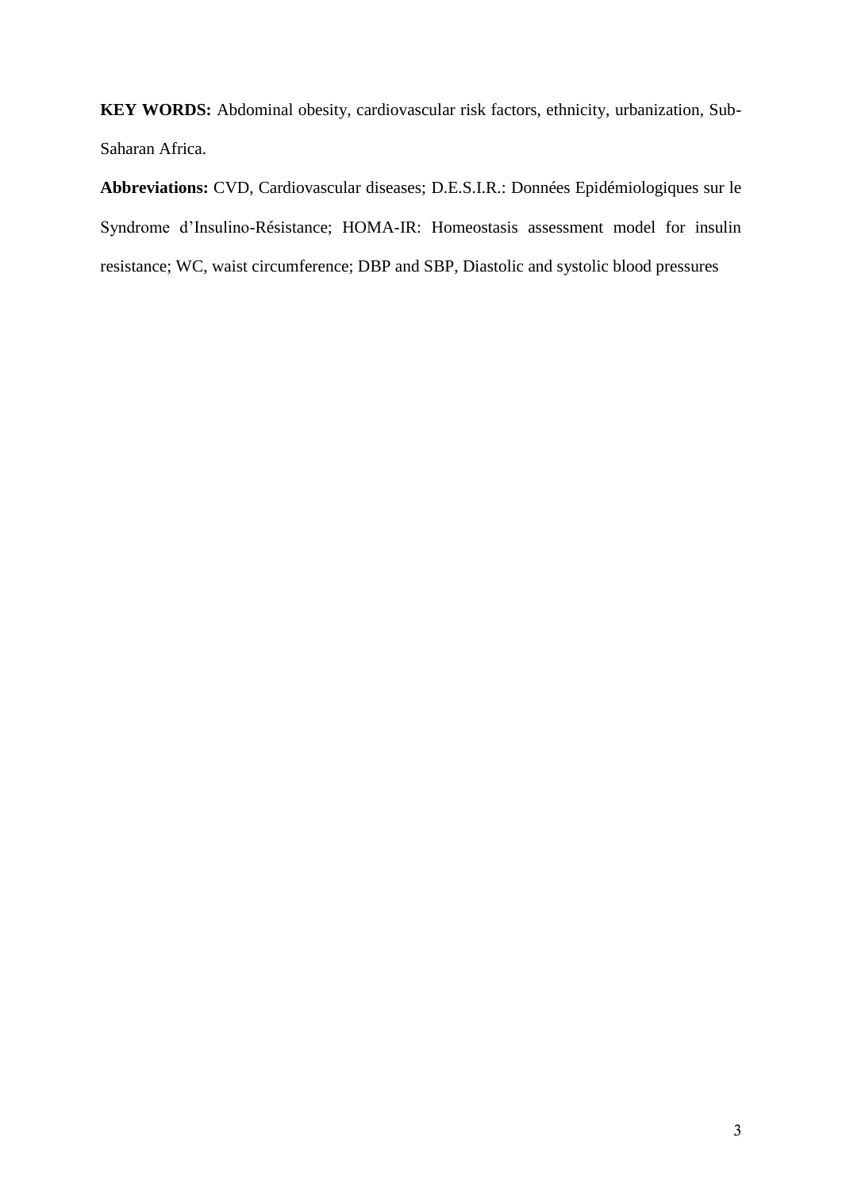**KEY WORDS:** Abdominal obesity, cardiovascular risk factors, ethnicity, urbanization, Sub-Saharan Africa.

**Abbreviations:** CVD, Cardiovascular diseases; D.E.S.I.R.: Données Epidémiologiques sur le Syndrome d'Insulino-Résistance; HOMA-IR: Homeostasis assessment model for insulin resistance; WC, waist circumference; DBP and SBP, Diastolic and systolic blood pressures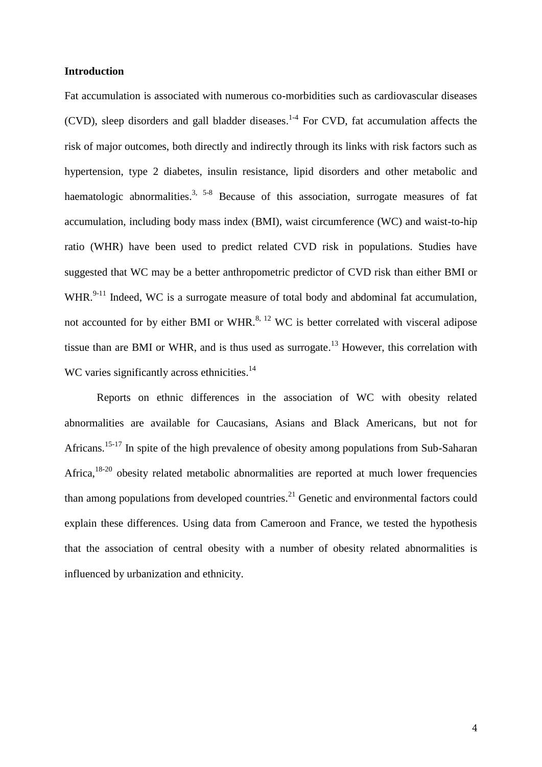## Introduction

Fat accumulation is associated with numerous co-morbidities such as cardiovascular diseases (CVD), sleep disorders and gall bladder diseases.[1-4] For CVD, fat accumulation affects the risk of major outcomes, both directly and indirectly through its links with risk factors such as hypertension, type 2 diabetes, insulin resistance, lipid disorders and other metabolic and haematologic abnormalities.[3, 5-8] Because of this association, surrogate measures of fat accumulation, including body mass index (BMI), waist circumference (WC) and waist-to-hip ratio (WHR) have been used to predict related CVD risk in populations. Studies have suggested that WC may be a better anthropometric predictor of CVD risk than either BMI or WHR.[9-11] Indeed, WC is a surrogate measure of total body and abdominal fat accumulation, not accounted for by either BMI or WHR.[8, 12] WC is better correlated with visceral adipose tissue than are BMI or WHR, and is thus used as surrogate.[13] However, this correlation with WC varies significantly across ethnicities.[14]

Reports on ethnic differences in the association of WC with obesity related abnormalities are available for Caucasians, Asians and Black Americans, but not for Africans.[15-17] In spite of the high prevalence of obesity among populations from Sub-Saharan Africa,[18-20] obesity related metabolic abnormalities are reported at much lower frequencies than among populations from developed countries.[21] Genetic and environmental factors could explain these differences. Using data from Cameroon and France, we tested the hypothesis that the association of central obesity with a number of obesity related abnormalities is influenced by urbanization and ethnicity.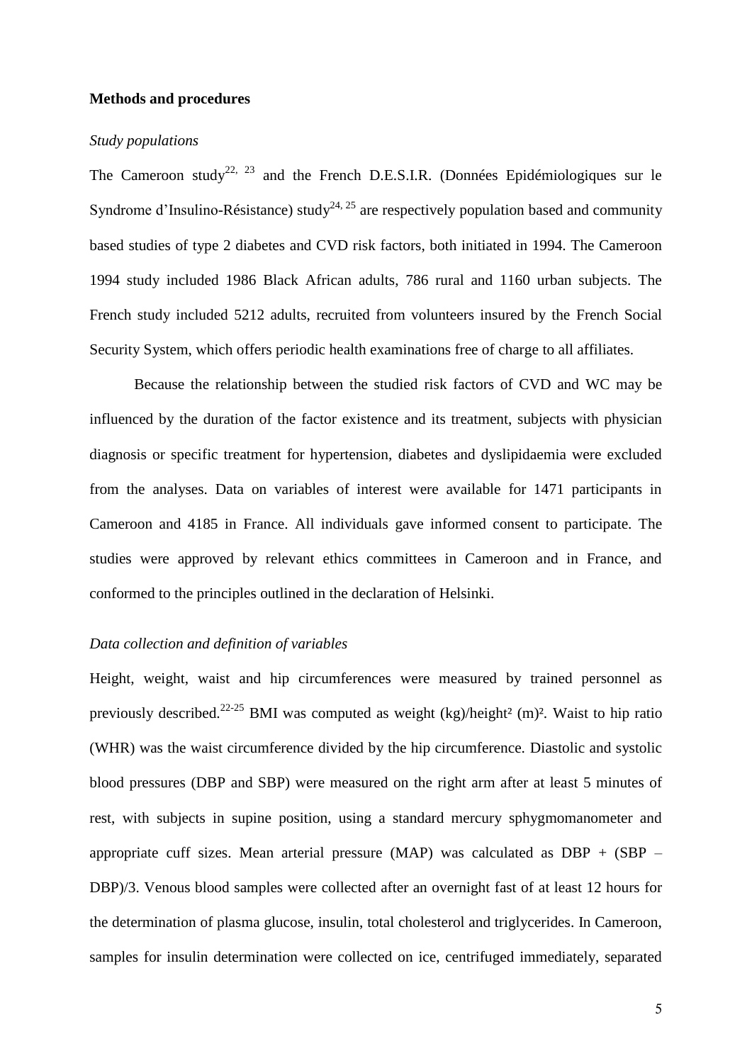**Methods and procedures**

*Study populations*

The Cameroon study[22, 23] and the French D.E.S.I.R. (Données Epidémiologiques sur le Syndrome d'Insulino-Résistance) study[24, 25] are respectively population based and community based studies of type 2 diabetes and CVD risk factors, both initiated in 1994. The Cameroon 1994 study included 1986 Black African adults, 786 rural and 1160 urban subjects. The French study included 5212 adults, recruited from volunteers insured by the French Social Security System, which offers periodic health examinations free of charge to all affiliates.

Because the relationship between the studied risk factors of CVD and WC may be influenced by the duration of the factor existence and its treatment, subjects with physician diagnosis or specific treatment for hypertension, diabetes and dyslipidaemia were excluded from the analyses. Data on variables of interest were available for 1471 participants in Cameroon and 4185 in France. All individuals gave informed consent to participate. The studies were approved by relevant ethics committees in Cameroon and in France, and conformed to the principles outlined in the declaration of Helsinki.

*Data collection and definition of variables*

Height, weight, waist and hip circumferences were measured by trained personnel as previously described.[22-25] BMI was computed as weight (kg)/height² (m)². Waist to hip ratio (WHR) was the waist circumference divided by the hip circumference. Diastolic and systolic blood pressures (DBP and SBP) were measured on the right arm after at least 5 minutes of rest, with subjects in supine position, using a standard mercury sphygmomanometer and appropriate cuff sizes. Mean arterial pressure (MAP) was calculated as DBP + (SBP – DBP)/3. Venous blood samples were collected after an overnight fast of at least 12 hours for the determination of plasma glucose, insulin, total cholesterol and triglycerides. In Cameroon, samples for insulin determination were collected on ice, centrifuged immediately, separated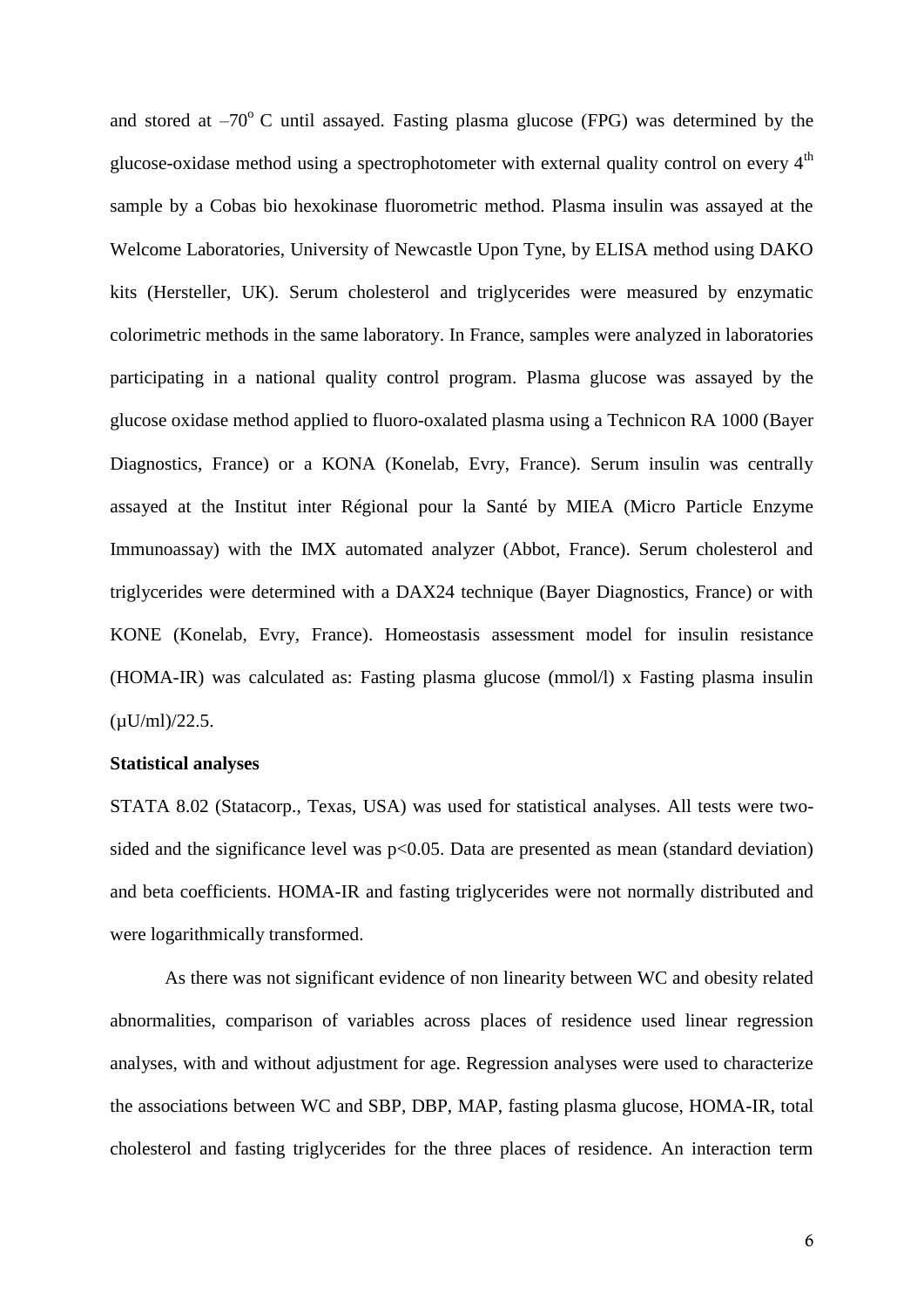and stored at $-70^{o}$ C until assayed. Fasting plasma glucose (FPG) was determined by the glucose-oxidase method using a spectrophotometer with external quality control on every $4^{th}$ sample by a Cobas bio hexokinase fluorometric method. Plasma insulin was assayed at the Welcome Laboratories, University of Newcastle Upon Tyne, by ELISA method using DAKO kits (Hersteller, UK). Serum cholesterol and triglycerides were measured by enzymatic colorimetric methods in the same laboratory. In France, samples were analyzed in laboratories participating in a national quality control program. Plasma glucose was assayed by the glucose oxidase method applied to fluoro-oxalated plasma using a Technicon RA 1000 (Bayer Diagnostics, France) or a KONA (Konelab, Evry, France). Serum insulin was centrally assayed at the Institut inter Régional pour la Santé by MIEA (Micro Particle Enzyme Immunoassay) with the IMX automated analyzer (Abbot, France). Serum cholesterol and triglycerides were determined with a DAX24 technique (Bayer Diagnostics, France) or with KONE (Konelab, Evry, France). Homeostasis assessment model for insulin resistance (HOMA-IR) was calculated as: Fasting plasma glucose (mmol/l) x Fasting plasma insulin (µU/ml)/22.5.

**Statistical analyses**

STATA 8.02 (Statacorp., Texas, USA) was used for statistical analyses. All tests were two-sided and the significance level was $p<0.05$. Data are presented as mean (standard deviation) and beta coefficients. HOMA-IR and fasting triglycerides were not normally distributed and were logarithmically transformed.

As there was not significant evidence of non linearity between WC and obesity related abnormalities, comparison of variables across places of residence used linear regression analyses, with and without adjustment for age. Regression analyses were used to characterize the associations between WC and SBP, DBP, MAP, fasting plasma glucose, HOMA-IR, total cholesterol and fasting triglycerides for the three places of residence. An interaction term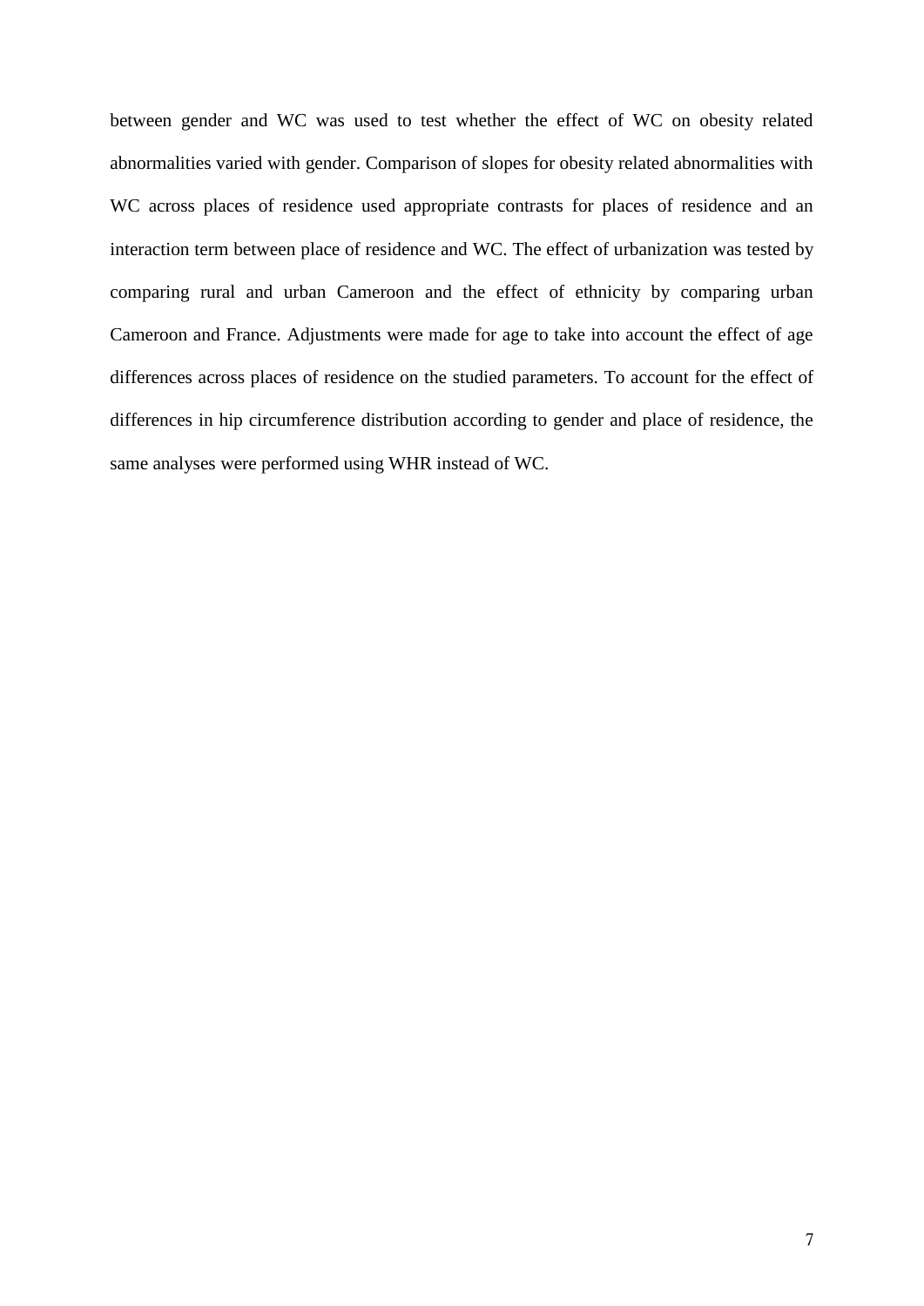between gender and WC was used to test whether the effect of WC on obesity related abnormalities varied with gender. Comparison of slopes for obesity related abnormalities with WC across places of residence used appropriate contrasts for places of residence and an interaction term between place of residence and WC. The effect of urbanization was tested by comparing rural and urban Cameroon and the effect of ethnicity by comparing urban Cameroon and France. Adjustments were made for age to take into account the effect of age differences across places of residence on the studied parameters. To account for the effect of differences in hip circumference distribution according to gender and place of residence, the same analyses were performed using WHR instead of WC.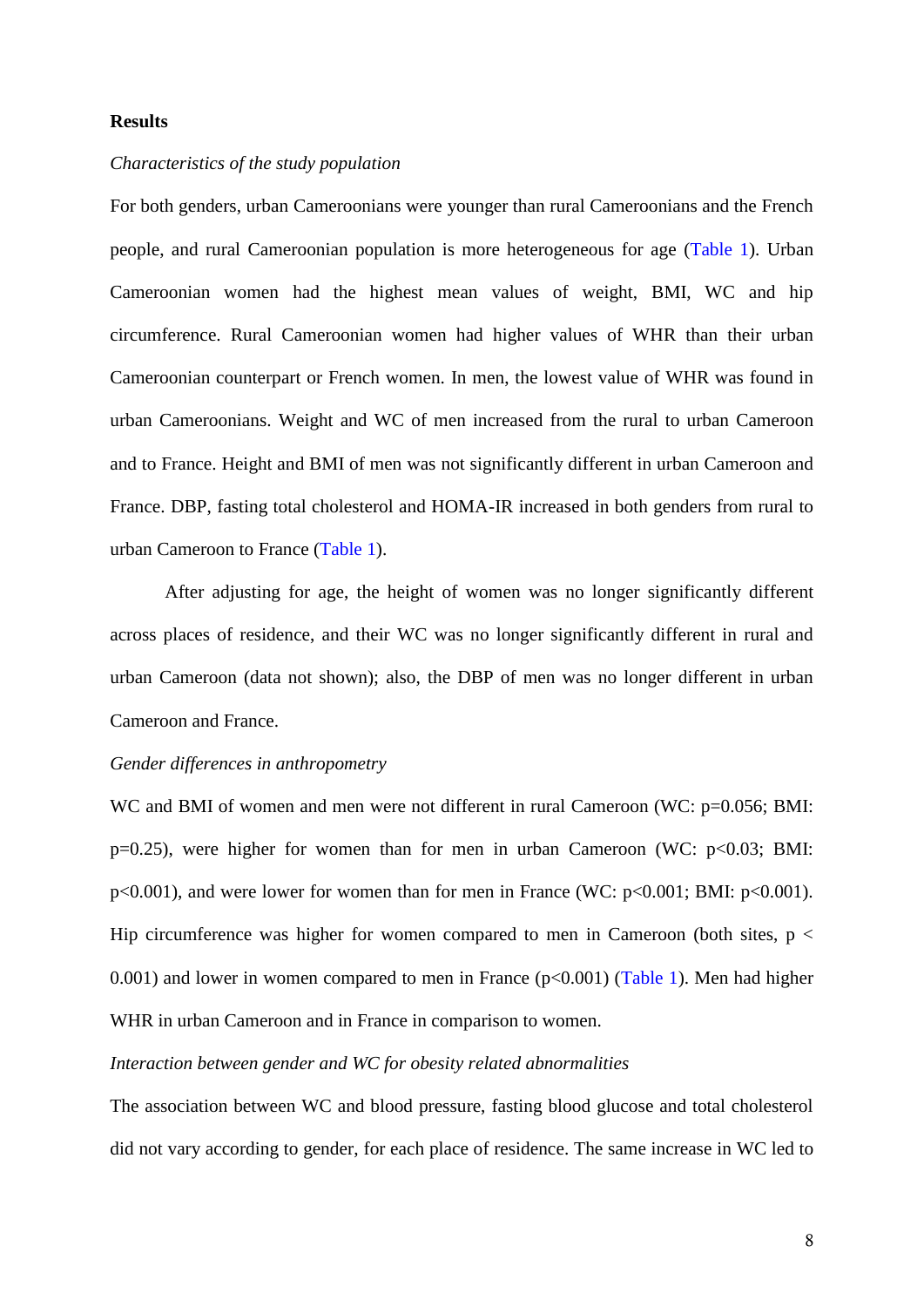**Results**

*Characteristics of the study population*

For both genders, urban Cameroonians were younger than rural Cameroonians and the French people, and rural Cameroonian population is more heterogeneous for age (Table 1). Urban Cameroonian women had the highest mean values of weight, BMI, WC and hip circumference. Rural Cameroonian women had higher values of WHR than their urban Cameroonian counterpart or French women. In men, the lowest value of WHR was found in urban Cameroonians. Weight and WC of men increased from the rural to urban Cameroon and to France. Height and BMI of men was not significantly different in urban Cameroon and France. DBP, fasting total cholesterol and HOMA-IR increased in both genders from rural to urban Cameroon to France (Table 1).

After adjusting for age, the height of women was no longer significantly different across places of residence, and their WC was no longer significantly different in rural and urban Cameroon (data not shown); also, the DBP of men was no longer different in urban Cameroon and France.

*Gender differences in anthropometry*

WC and BMI of women and men were not different in rural Cameroon (WC: $p=0.056$; BMI: $p=0.25$), were higher for women than for men in urban Cameroon (WC: $p<0.03$; BMI: $p<0.001$), and were lower for women than for men in France (WC: $p<0.001$; BMI: $p<0.001$). Hip circumference was higher for women compared to men in Cameroon (both sites, $p < 0.001$) and lower in women compared to men in France ($p<0.001$) (Table 1). Men had higher WHR in urban Cameroon and in France in comparison to women.

*Interaction between gender and WC for obesity related abnormalities*

The association between WC and blood pressure, fasting blood glucose and total cholesterol did not vary according to gender, for each place of residence. The same increase in WC led to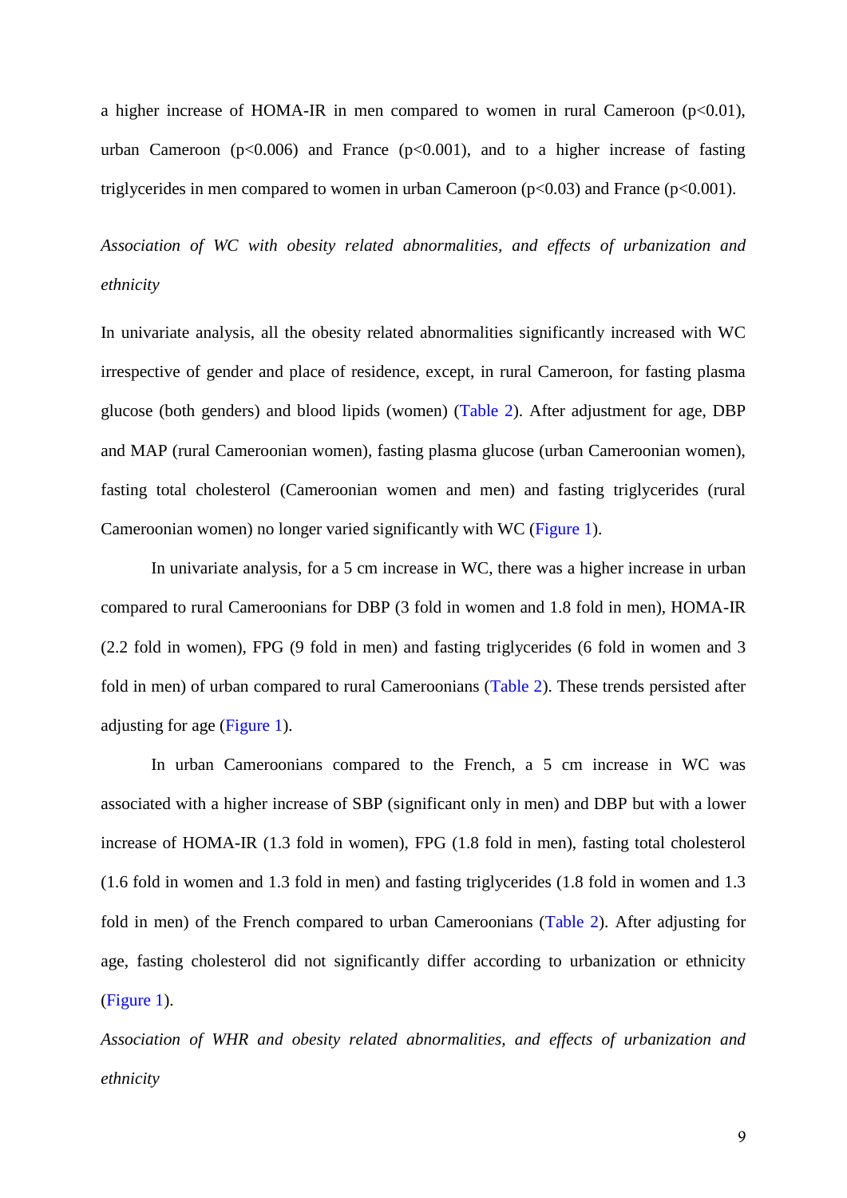a higher increase of HOMA-IR in men compared to women in rural Cameroon ($p<0.01$), urban Cameroon ($p<0.006$) and France ($p<0.001$), and to a higher increase of fasting triglycerides in men compared to women in urban Cameroon ($p<0.03$) and France ($p<0.001$).

*Association of WC with obesity related abnormalities, and effects of urbanization and ethnicity*

In univariate analysis, all the obesity related abnormalities significantly increased with WC irrespective of gender and place of residence, except, in rural Cameroon, for fasting plasma glucose (both genders) and blood lipids (women) (Table 2). After adjustment for age, DBP and MAP (rural Cameroonian women), fasting plasma glucose (urban Cameroonian women), fasting total cholesterol (Cameroonian women and men) and fasting triglycerides (rural Cameroonian women) no longer varied significantly with WC (Figure 1).

In univariate analysis, for a 5 cm increase in WC, there was a higher increase in urban compared to rural Cameroonians for DBP (3 fold in women and 1.8 fold in men), HOMA-IR (2.2 fold in women), FPG (9 fold in men) and fasting triglycerides (6 fold in women and 3 fold in men) of urban compared to rural Cameroonians (Table 2). These trends persisted after adjusting for age (Figure 1).

In urban Cameroonians compared to the French, a 5 cm increase in WC was associated with a higher increase of SBP (significant only in men) and DBP but with a lower increase of HOMA-IR (1.3 fold in women), FPG (1.8 fold in men), fasting total cholesterol (1.6 fold in women and 1.3 fold in men) and fasting triglycerides (1.8 fold in women and 1.3 fold in men) of the French compared to urban Cameroonians (Table 2). After adjusting for age, fasting cholesterol did not significantly differ according to urbanization or ethnicity (Figure 1).

*Association of WHR and obesity related abnormalities, and effects of urbanization and ethnicity*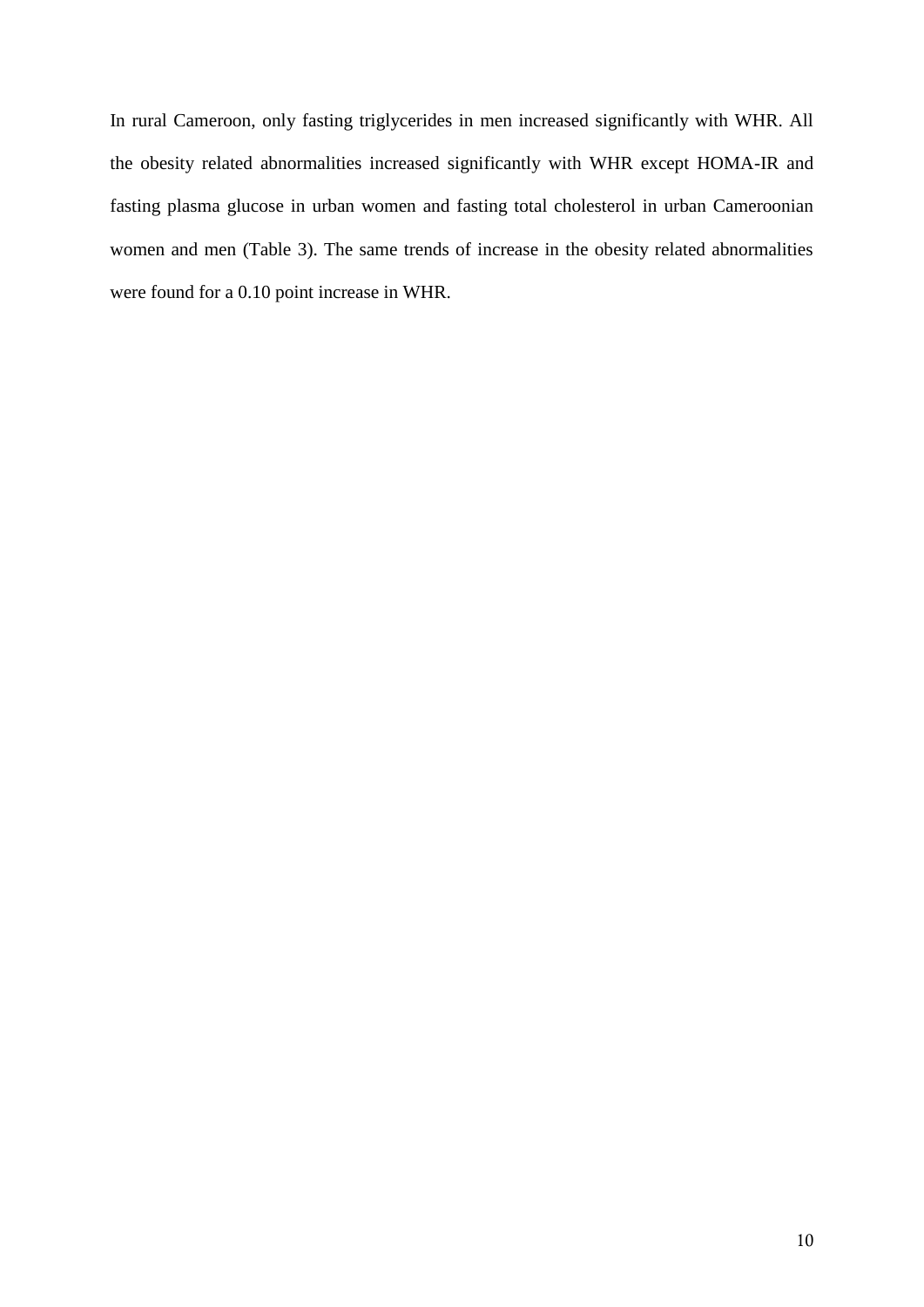In rural Cameroon, only fasting triglycerides in men increased significantly with WHR. All the obesity related abnormalities increased significantly with WHR except HOMA-IR and fasting plasma glucose in urban women and fasting total cholesterol in urban Cameroonian women and men (Table 3). The same trends of increase in the obesity related abnormalities were found for a 0.10 point increase in WHR.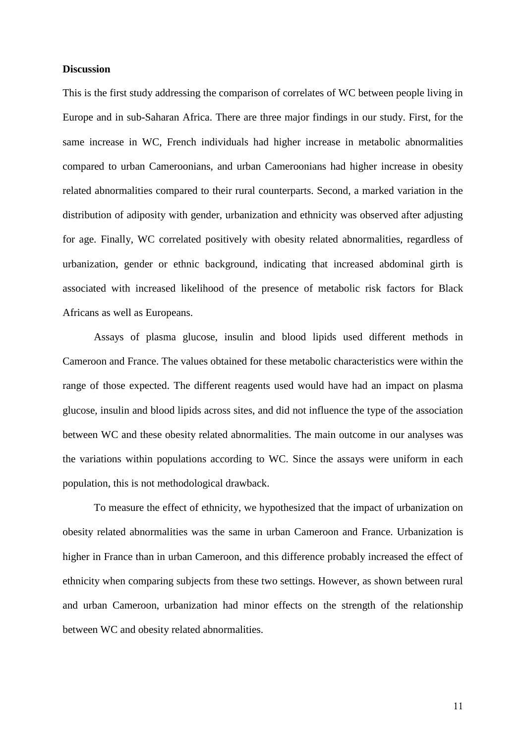**Discussion**

This is the first study addressing the comparison of correlates of WC between people living in Europe and in sub-Saharan Africa. There are three major findings in our study. First, for the same increase in WC, French individuals had higher increase in metabolic abnormalities compared to urban Cameroonians, and urban Cameroonians had higher increase in obesity related abnormalities compared to their rural counterparts. Second, a marked variation in the distribution of adiposity with gender, urbanization and ethnicity was observed after adjusting for age. Finally, WC correlated positively with obesity related abnormalities, regardless of urbanization, gender or ethnic background, indicating that increased abdominal girth is associated with increased likelihood of the presence of metabolic risk factors for Black Africans as well as Europeans.

Assays of plasma glucose, insulin and blood lipids used different methods in Cameroon and France. The values obtained for these metabolic characteristics were within the range of those expected. The different reagents used would have had an impact on plasma glucose, insulin and blood lipids across sites, and did not influence the type of the association between WC and these obesity related abnormalities. The main outcome in our analyses was the variations within populations according to WC. Since the assays were uniform in each population, this is not methodological drawback.

To measure the effect of ethnicity, we hypothesized that the impact of urbanization on obesity related abnormalities was the same in urban Cameroon and France. Urbanization is higher in France than in urban Cameroon, and this difference probably increased the effect of ethnicity when comparing subjects from these two settings. However, as shown between rural and urban Cameroon, urbanization had minor effects on the strength of the relationship between WC and obesity related abnormalities.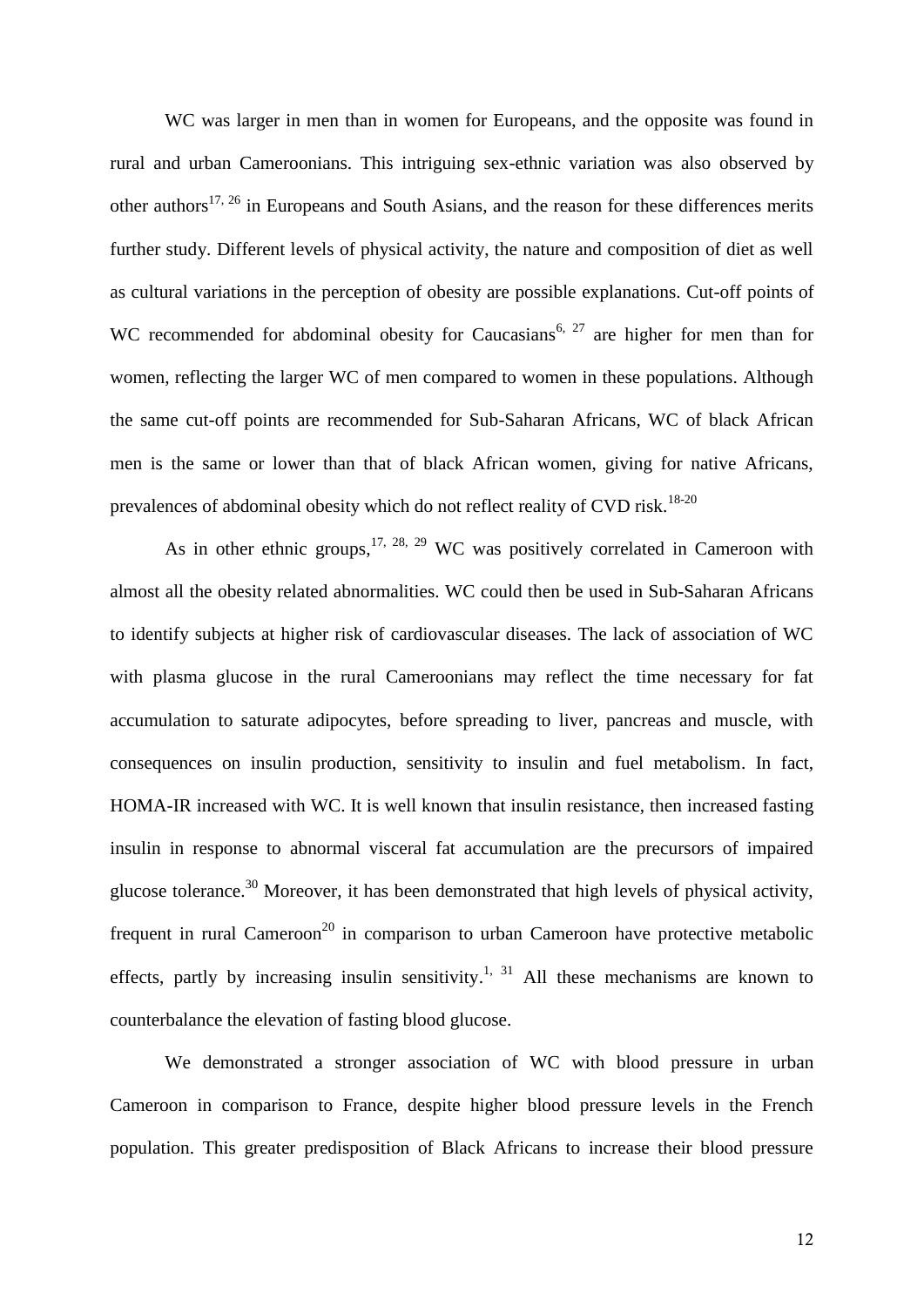WC was larger in men than in women for Europeans, and the opposite was found in rural and urban Cameroonians. This intriguing sex-ethnic variation was also observed by other authors[17, 26] in Europeans and South Asians, and the reason for these differences merits further study. Different levels of physical activity, the nature and composition of diet as well as cultural variations in the perception of obesity are possible explanations. Cut-off points of WC recommended for abdominal obesity for Caucasians[6, 27] are higher for men than for women, reflecting the larger WC of men compared to women in these populations. Although the same cut-off points are recommended for Sub-Saharan Africans, WC of black African men is the same or lower than that of black African women, giving for native Africans, prevalences of abdominal obesity which do not reflect reality of CVD risk.[18-20]

As in other ethnic groups,[17, 28, 29] WC was positively correlated in Cameroon with almost all the obesity related abnormalities. WC could then be used in Sub-Saharan Africans to identify subjects at higher risk of cardiovascular diseases. The lack of association of WC with plasma glucose in the rural Cameroonians may reflect the time necessary for fat accumulation to saturate adipocytes, before spreading to liver, pancreas and muscle, with consequences on insulin production, sensitivity to insulin and fuel metabolism. In fact, HOMA-IR increased with WC. It is well known that insulin resistance, then increased fasting insulin in response to abnormal visceral fat accumulation are the precursors of impaired glucose tolerance.[30] Moreover, it has been demonstrated that high levels of physical activity, frequent in rural Cameroon[20] in comparison to urban Cameroon have protective metabolic effects, partly by increasing insulin sensitivity.[1, 31] All these mechanisms are known to counterbalance the elevation of fasting blood glucose.

We demonstrated a stronger association of WC with blood pressure in urban Cameroon in comparison to France, despite higher blood pressure levels in the French population. This greater predisposition of Black Africans to increase their blood pressure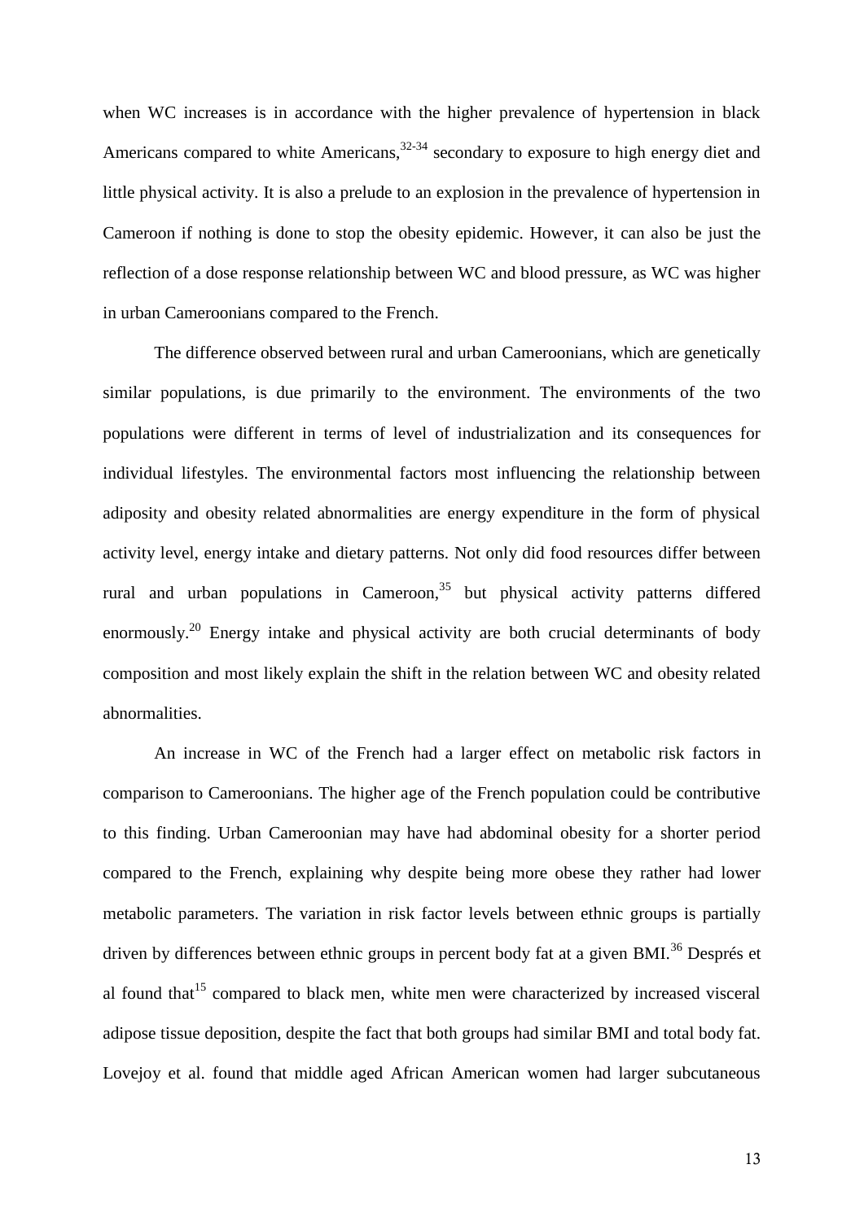when WC increases is in accordance with the higher prevalence of hypertension in black Americans compared to white Americans,[32-34] secondary to exposure to high energy diet and little physical activity. It is also a prelude to an explosion in the prevalence of hypertension in Cameroon if nothing is done to stop the obesity epidemic. However, it can also be just the reflection of a dose response relationship between WC and blood pressure, as WC was higher in urban Cameroonians compared to the French.

The difference observed between rural and urban Cameroonians, which are genetically similar populations, is due primarily to the environment. The environments of the two populations were different in terms of level of industrialization and its consequences for individual lifestyles. The environmental factors most influencing the relationship between adiposity and obesity related abnormalities are energy expenditure in the form of physical activity level, energy intake and dietary patterns. Not only did food resources differ between rural and urban populations in Cameroon,[35] but physical activity patterns differed enormously.[20] Energy intake and physical activity are both crucial determinants of body composition and most likely explain the shift in the relation between WC and obesity related abnormalities.

An increase in WC of the French had a larger effect on metabolic risk factors in comparison to Cameroonians. The higher age of the French population could be contributive to this finding. Urban Cameroonian may have had abdominal obesity for a shorter period compared to the French, explaining why despite being more obese they rather had lower metabolic parameters. The variation in risk factor levels between ethnic groups is partially driven by differences between ethnic groups in percent body fat at a given BMI.[36] Després et al found that[15] compared to black men, white men were characterized by increased visceral adipose tissue deposition, despite the fact that both groups had similar BMI and total body fat. Lovejoy et al. found that middle aged African American women had larger subcutaneous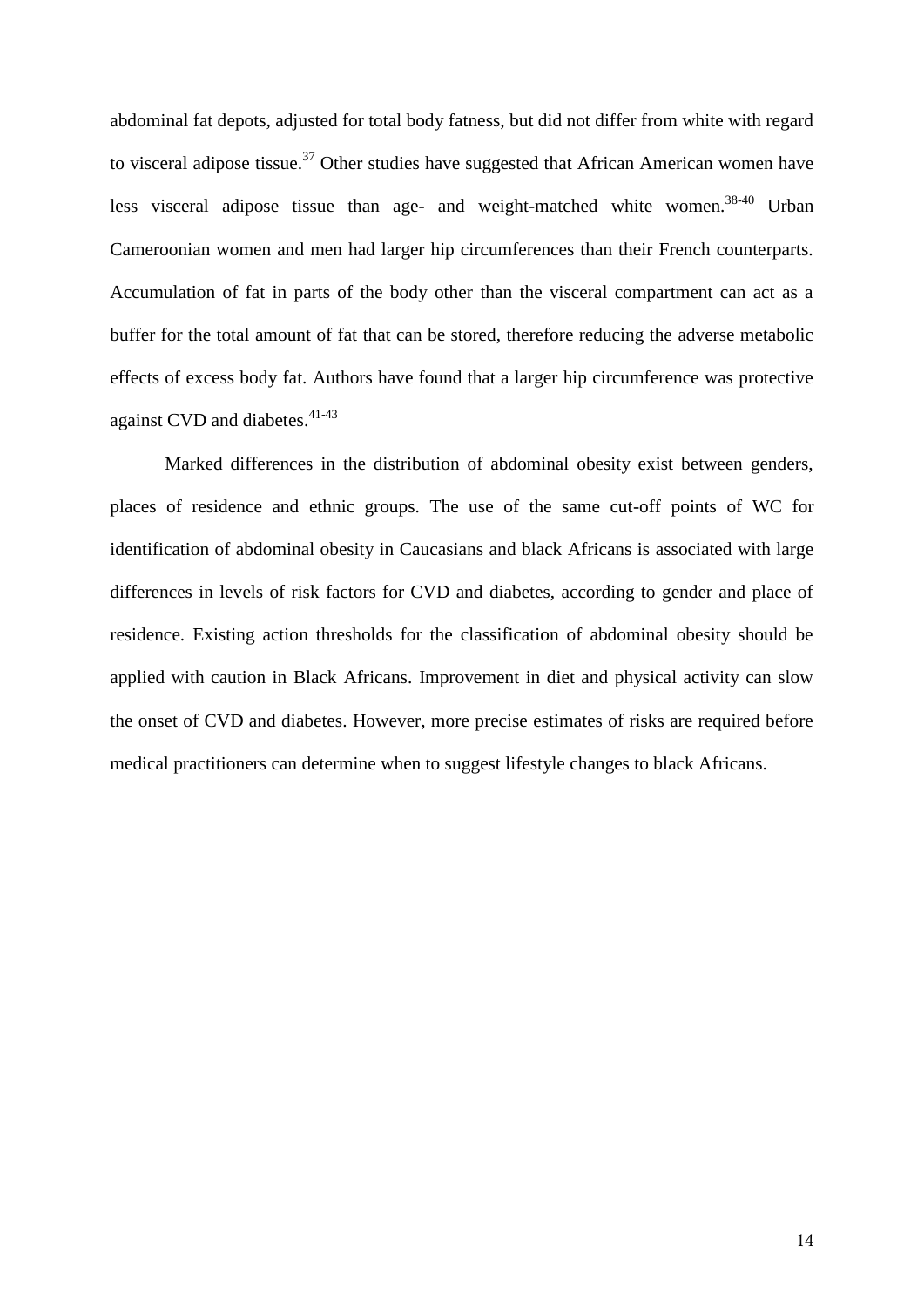abdominal fat depots, adjusted for total body fatness, but did not differ from white with regard to visceral adipose tissue.[37] Other studies have suggested that African American women have less visceral adipose tissue than age- and weight-matched white women.[38-40] Urban Cameroonian women and men had larger hip circumferences than their French counterparts. Accumulation of fat in parts of the body other than the visceral compartment can act as a buffer for the total amount of fat that can be stored, therefore reducing the adverse metabolic effects of excess body fat. Authors have found that a larger hip circumference was protective against CVD and diabetes.[41-43]

Marked differences in the distribution of abdominal obesity exist between genders, places of residence and ethnic groups. The use of the same cut-off points of WC for identification of abdominal obesity in Caucasians and black Africans is associated with large differences in levels of risk factors for CVD and diabetes, according to gender and place of residence. Existing action thresholds for the classification of abdominal obesity should be applied with caution in Black Africans. Improvement in diet and physical activity can slow the onset of CVD and diabetes. However, more precise estimates of risks are required before medical practitioners can determine when to suggest lifestyle changes to black Africans.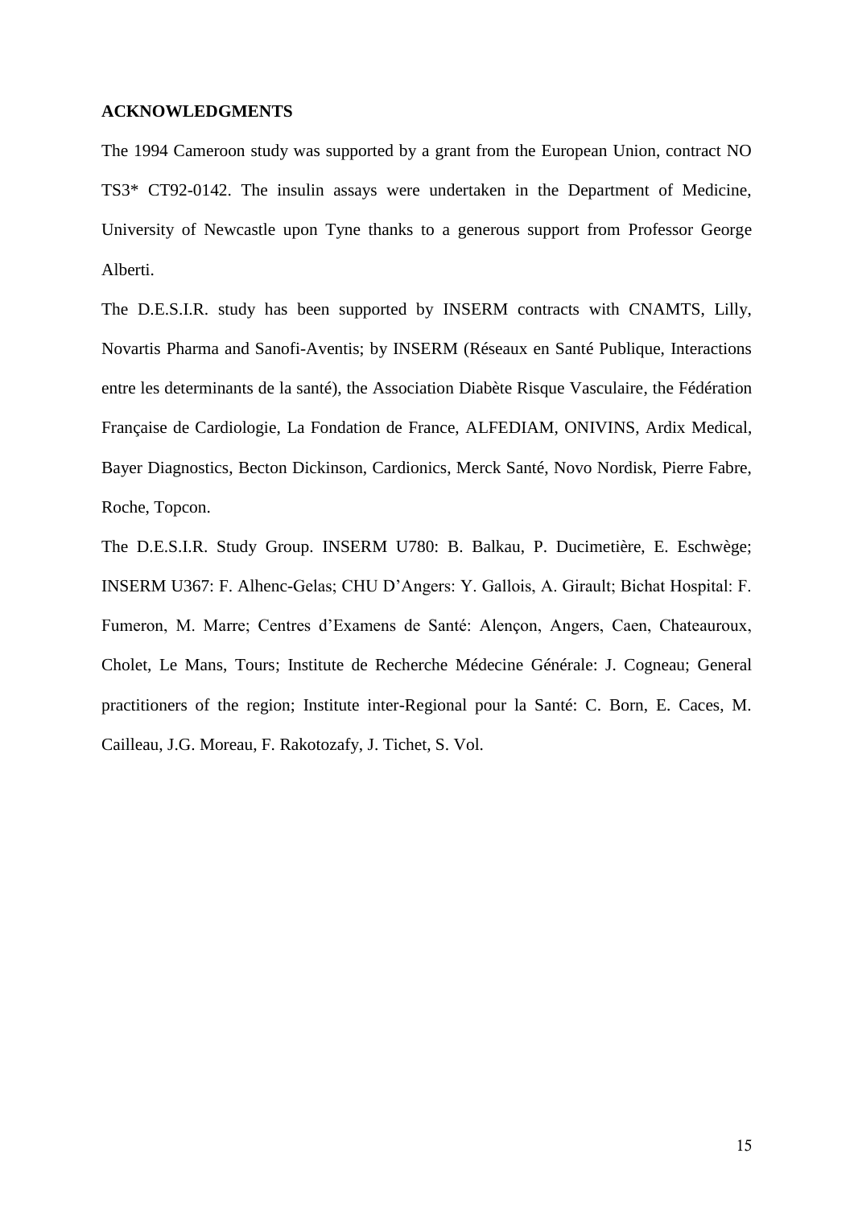**ACKNOWLEDGMENTS**

The 1994 Cameroon study was supported by a grant from the European Union, contract NO TS3* CT92-0142. The insulin assays were undertaken in the Department of Medicine, University of Newcastle upon Tyne thanks to a generous support from Professor George Alberti.

The D.E.S.I.R. study has been supported by INSERM contracts with CNAMTS, Lilly, Novartis Pharma and Sanofi-Aventis; by INSERM (Réseaux en Santé Publique, Interactions entre les determinants de la santé), the Association Diabète Risque Vasculaire, the Fédération Française de Cardiologie, La Fondation de France, ALFEDIAM, ONIVINS, Ardix Medical, Bayer Diagnostics, Becton Dickinson, Cardionics, Merck Santé, Novo Nordisk, Pierre Fabre, Roche, Topcon.

The D.E.S.I.R. Study Group. INSERM U780: B. Balkau, P. Ducimetière, E. Eschwège; INSERM U367: F. Alhenc-Gelas; CHU D'Angers: Y. Gallois, A. Girault; Bichat Hospital: F. Fumeron, M. Marre; Centres d'Examens de Santé: Alençon, Angers, Caen, Chateauroux, Cholet, Le Mans, Tours; Institute de Recherche Médecine Générale: J. Cogneau; General practitioners of the region; Institute inter-Regional pour la Santé: C. Born, E. Caces, M. Cailleau, J.G. Moreau, F. Rakotozafy, J. Tichet, S. Vol.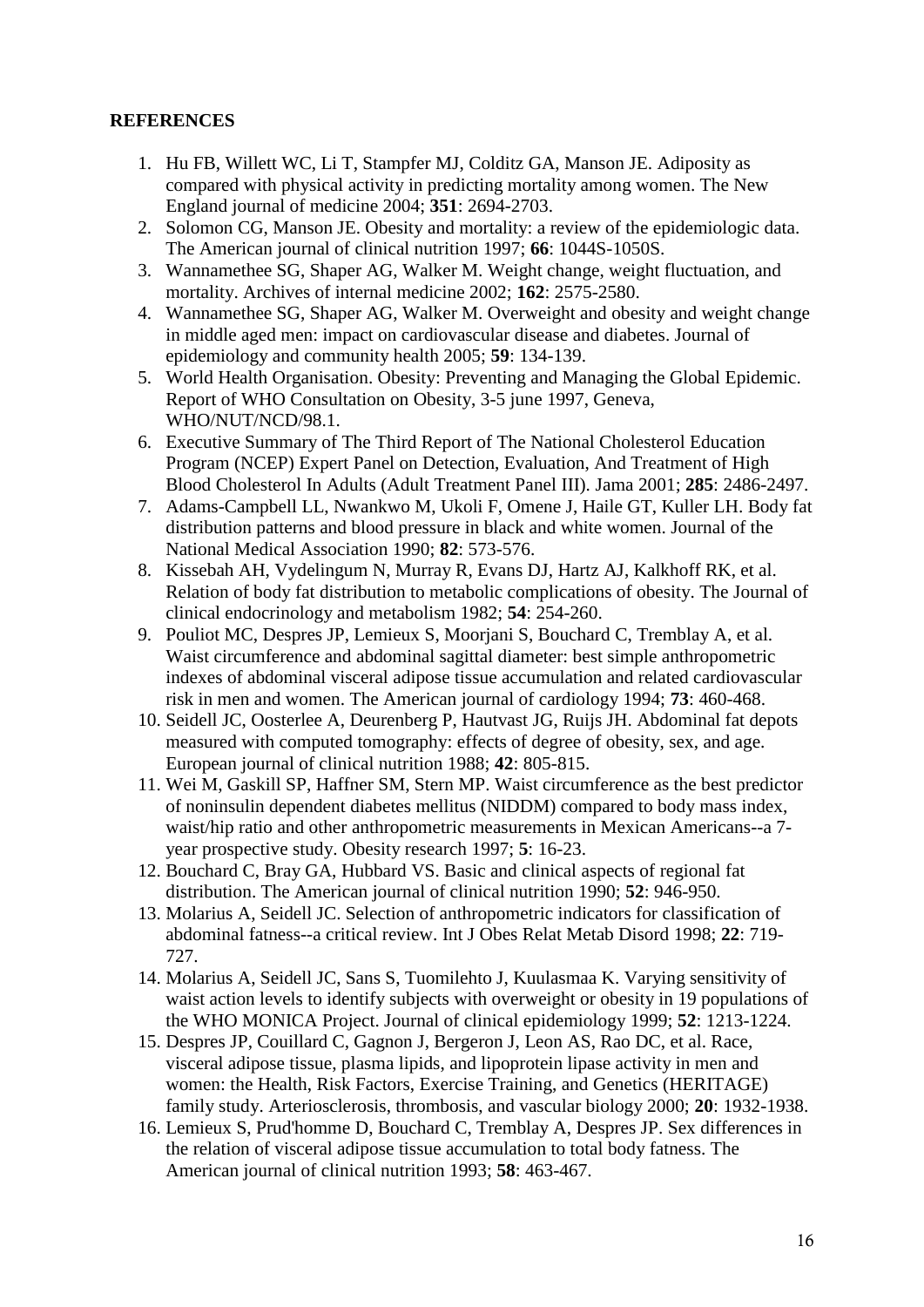**REFERENCES**

1. Hu FB, Willett WC, Li T, Stampfer MJ, Colditz GA, Manson JE. Adiposity as compared with physical activity in predicting mortality among women. The New England journal of medicine 2004; **351**: 2694-2703.
2. Solomon CG, Manson JE. Obesity and mortality: a review of the epidemiologic data. The American journal of clinical nutrition 1997; **66**: 1044S-1050S.
3. Wannamethee SG, Shaper AG, Walker M. Weight change, weight fluctuation, and mortality. Archives of internal medicine 2002; **162**: 2575-2580.
4. Wannamethee SG, Shaper AG, Walker M. Overweight and obesity and weight change in middle aged men: impact on cardiovascular disease and diabetes. Journal of epidemiology and community health 2005; **59**: 134-139.
5. World Health Organisation. Obesity: Preventing and Managing the Global Epidemic. Report of WHO Consultation on Obesity, 3-5 june 1997, Geneva, WHO/NUT/NCD/98.1.
6. Executive Summary of The Third Report of The National Cholesterol Education Program (NCEP) Expert Panel on Detection, Evaluation, And Treatment of High Blood Cholesterol In Adults (Adult Treatment Panel III). Jama 2001; **285**: 2486-2497.
7. Adams-Campbell LL, Nwankwo M, Ukoli F, Omene J, Haile GT, Kuller LH. Body fat distribution patterns and blood pressure in black and white women. Journal of the National Medical Association 1990; **82**: 573-576.
8. Kissebah AH, Vydelingum N, Murray R, Evans DJ, Hartz AJ, Kalkhoff RK, et al. Relation of body fat distribution to metabolic complications of obesity. The Journal of clinical endocrinology and metabolism 1982; **54**: 254-260.
9. Pouliot MC, Despres JP, Lemieux S, Moorjani S, Bouchard C, Tremblay A, et al. Waist circumference and abdominal sagittal diameter: best simple anthropometric indexes of abdominal visceral adipose tissue accumulation and related cardiovascular risk in men and women. The American journal of cardiology 1994; **73**: 460-468.
10. Seidell JC, Oosterlee A, Deurenberg P, Hautvast JG, Ruijs JH. Abdominal fat depots measured with computed tomography: effects of degree of obesity, sex, and age. European journal of clinical nutrition 1988; **42**: 805-815.
11. Wei M, Gaskill SP, Haffner SM, Stern MP. Waist circumference as the best predictor of noninsulin dependent diabetes mellitus (NIDDM) compared to body mass index, waist/hip ratio and other anthropometric measurements in Mexican Americans--a 7-year prospective study. Obesity research 1997; **5**: 16-23.
12. Bouchard C, Bray GA, Hubbard VS. Basic and clinical aspects of regional fat distribution. The American journal of clinical nutrition 1990; **52**: 946-950.
13. Molarius A, Seidell JC. Selection of anthropometric indicators for classification of abdominal fatness--a critical review. Int J Obes Relat Metab Disord 1998; **22**: 719-727.
14. Molarius A, Seidell JC, Sans S, Tuomilehto J, Kuulasmaa K. Varying sensitivity of waist action levels to identify subjects with overweight or obesity in 19 populations of the WHO MONICA Project. Journal of clinical epidemiology 1999; **52**: 1213-1224.
15. Despres JP, Couillard C, Gagnon J, Bergeron J, Leon AS, Rao DC, et al. Race, visceral adipose tissue, plasma lipids, and lipoprotein lipase activity in men and women: the Health, Risk Factors, Exercise Training, and Genetics (HERITAGE) family study. Arteriosclerosis, thrombosis, and vascular biology 2000; **20**: 1932-1938.
16. Lemieux S, Prud'homme D, Bouchard C, Tremblay A, Despres JP. Sex differences in the relation of visceral adipose tissue accumulation to total body fatness. The American journal of clinical nutrition 1993; **58**: 463-467.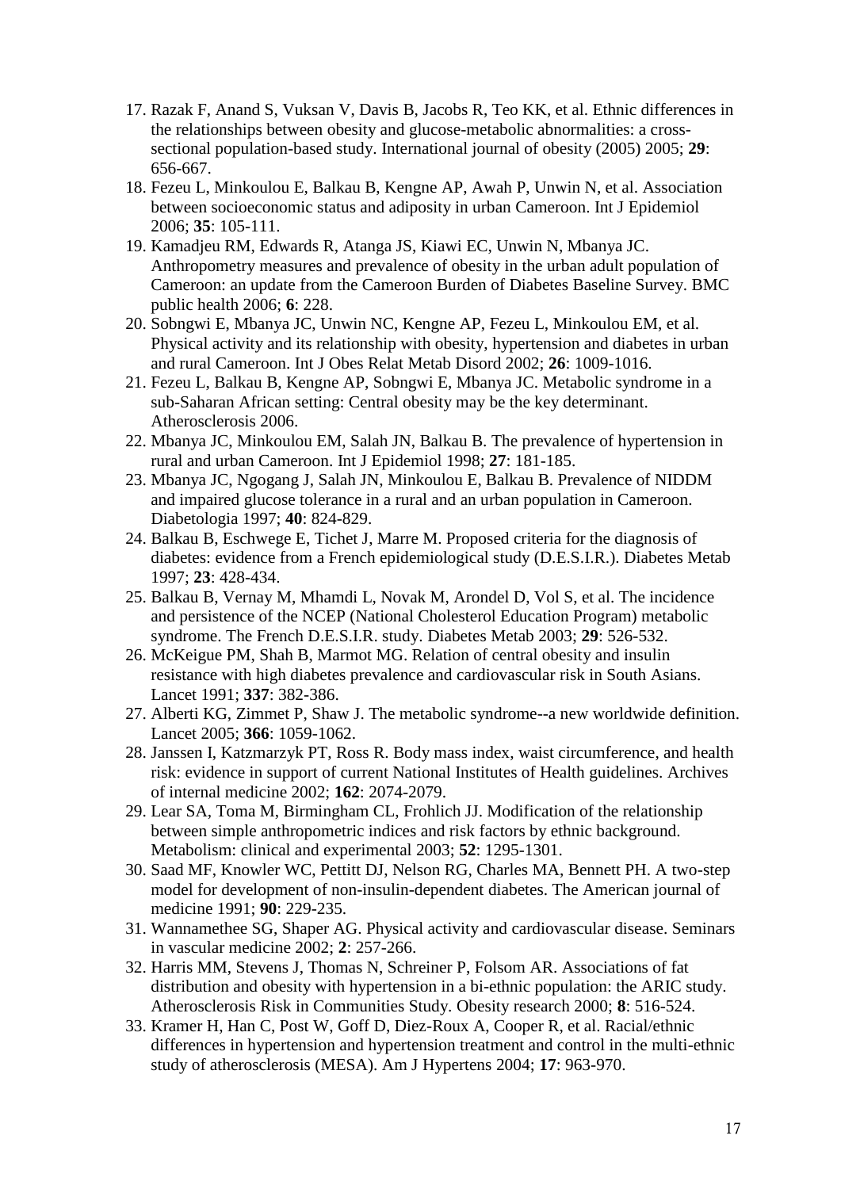17. Razak F, Anand S, Vuksan V, Davis B, Jacobs R, Teo KK, et al. Ethnic differences in the relationships between obesity and glucose-metabolic abnormalities: a cross-sectional population-based study. International journal of obesity (2005) 2005; **29**: 656-667.
18. Fezeu L, Minkoulou E, Balkau B, Kengne AP, Awah P, Unwin N, et al. Association between socioeconomic status and adiposity in urban Cameroon. Int J Epidemiol 2006; **35**: 105-111.
19. Kamadjeu RM, Edwards R, Atanga JS, Kiawi EC, Unwin N, Mbanya JC. Anthropometry measures and prevalence of obesity in the urban adult population of Cameroon: an update from the Cameroon Burden of Diabetes Baseline Survey. BMC public health 2006; **6**: 228.
20. Sobngwi E, Mbanya JC, Unwin NC, Kengne AP, Fezeu L, Minkoulou EM, et al. Physical activity and its relationship with obesity, hypertension and diabetes in urban and rural Cameroon. Int J Obes Relat Metab Disord 2002; **26**: 1009-1016.
21. Fezeu L, Balkau B, Kengne AP, Sobngwi E, Mbanya JC. Metabolic syndrome in a sub-Saharan African setting: Central obesity may be the key determinant. Atherosclerosis 2006.
22. Mbanya JC, Minkoulou EM, Salah JN, Balkau B. The prevalence of hypertension in rural and urban Cameroon. Int J Epidemiol 1998; **27**: 181-185.
23. Mbanya JC, Ngogang J, Salah JN, Minkoulou E, Balkau B. Prevalence of NIDDM and impaired glucose tolerance in a rural and an urban population in Cameroon. Diabetologia 1997; **40**: 824-829.
24. Balkau B, Eschwege E, Tichet J, Marre M. Proposed criteria for the diagnosis of diabetes: evidence from a French epidemiological study (D.E.S.I.R.). Diabetes Metab 1997; **23**: 428-434.
25. Balkau B, Vernay M, Mhamdi L, Novak M, Arondel D, Vol S, et al. The incidence and persistence of the NCEP (National Cholesterol Education Program) metabolic syndrome. The French D.E.S.I.R. study. Diabetes Metab 2003; **29**: 526-532.
26. McKeigue PM, Shah B, Marmot MG. Relation of central obesity and insulin resistance with high diabetes prevalence and cardiovascular risk in South Asians. Lancet 1991; **337**: 382-386.
27. Alberti KG, Zimmet P, Shaw J. The metabolic syndrome--a new worldwide definition. Lancet 2005; **366**: 1059-1062.
28. Janssen I, Katzmarzyk PT, Ross R. Body mass index, waist circumference, and health risk: evidence in support of current National Institutes of Health guidelines. Archives of internal medicine 2002; **162**: 2074-2079.
29. Lear SA, Toma M, Birmingham CL, Frohlich JJ. Modification of the relationship between simple anthropometric indices and risk factors by ethnic background. Metabolism: clinical and experimental 2003; **52**: 1295-1301.
30. Saad MF, Knowler WC, Pettitt DJ, Nelson RG, Charles MA, Bennett PH. A two-step model for development of non-insulin-dependent diabetes. The American journal of medicine 1991; **90**: 229-235.
31. Wannamethee SG, Shaper AG. Physical activity and cardiovascular disease. Seminars in vascular medicine 2002; **2**: 257-266.
32. Harris MM, Stevens J, Thomas N, Schreiner P, Folsom AR. Associations of fat distribution and obesity with hypertension in a bi-ethnic population: the ARIC study. Atherosclerosis Risk in Communities Study. Obesity research 2000; **8**: 516-524.
33. Kramer H, Han C, Post W, Goff D, Diez-Roux A, Cooper R, et al. Racial/ethnic differences in hypertension and hypertension treatment and control in the multi-ethnic study of atherosclerosis (MESA). Am J Hypertens 2004; **17**: 963-970.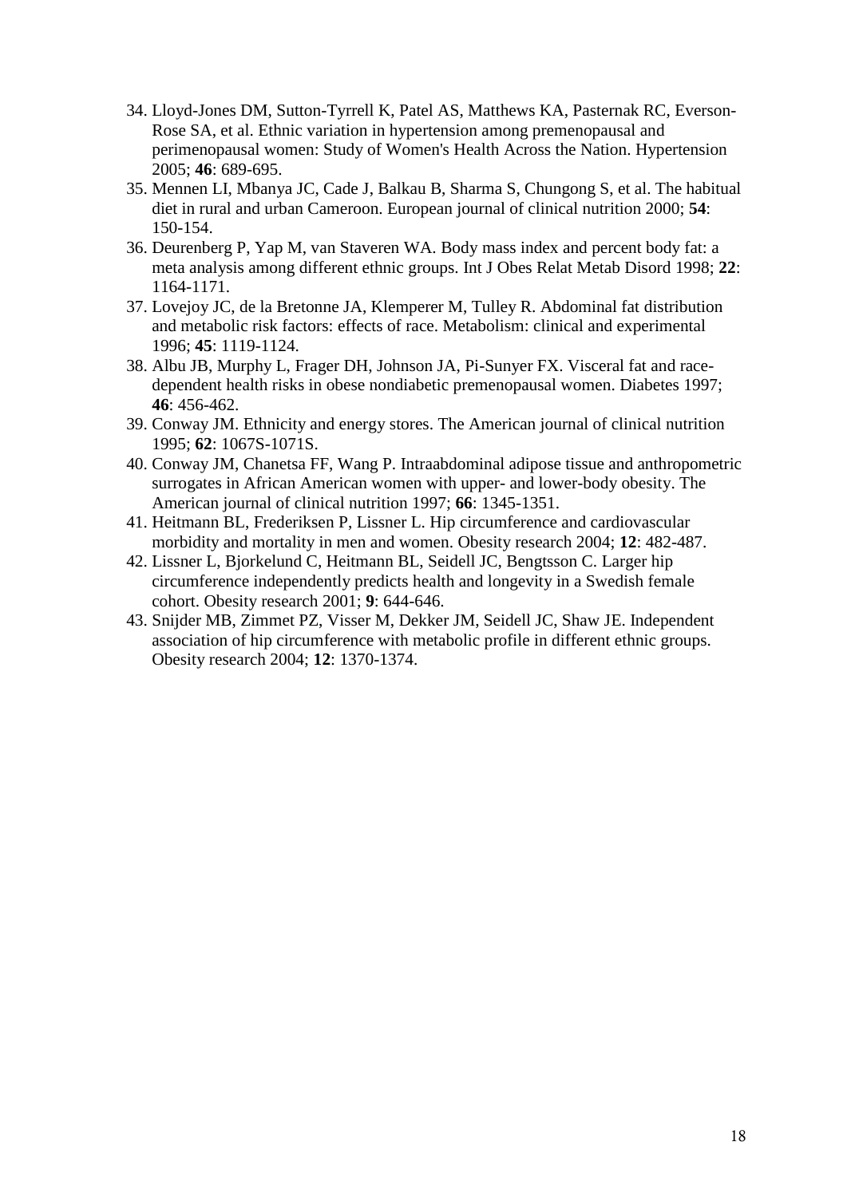34. Lloyd-Jones DM, Sutton-Tyrrell K, Patel AS, Matthews KA, Pasternak RC, Everson-Rose SA, et al. Ethnic variation in hypertension among premenopausal and perimenopausal women: Study of Women's Health Across the Nation. Hypertension 2005; **46**: 689-695.
35. Mennen LI, Mbanya JC, Cade J, Balkau B, Sharma S, Chungong S, et al. The habitual diet in rural and urban Cameroon. European journal of clinical nutrition 2000; **54**: 150-154.
36. Deurenberg P, Yap M, van Staveren WA. Body mass index and percent body fat: a meta analysis among different ethnic groups. Int J Obes Relat Metab Disord 1998; **22**: 1164-1171.
37. Lovejoy JC, de la Bretonne JA, Klemperer M, Tulley R. Abdominal fat distribution and metabolic risk factors: effects of race. Metabolism: clinical and experimental 1996; **45**: 1119-1124.
38. Albu JB, Murphy L, Frager DH, Johnson JA, Pi-Sunyer FX. Visceral fat and race-dependent health risks in obese nondiabetic premenopausal women. Diabetes 1997; **46**: 456-462.
39. Conway JM. Ethnicity and energy stores. The American journal of clinical nutrition 1995; **62**: 1067S-1071S.
40. Conway JM, Chanetsa FF, Wang P. Intraabdominal adipose tissue and anthropometric surrogates in African American women with upper- and lower-body obesity. The American journal of clinical nutrition 1997; **66**: 1345-1351.
41. Heitmann BL, Frederiksen P, Lissner L. Hip circumference and cardiovascular morbidity and mortality in men and women. Obesity research 2004; **12**: 482-487.
42. Lissner L, Bjorkelund C, Heitmann BL, Seidell JC, Bengtsson C. Larger hip circumference independently predicts health and longevity in a Swedish female cohort. Obesity research 2001; **9**: 644-646.
43. Snijder MB, Zimmet PZ, Visser M, Dekker JM, Seidell JC, Shaw JE. Independent association of hip circumference with metabolic profile in different ethnic groups. Obesity research 2004; **12**: 1370-1374.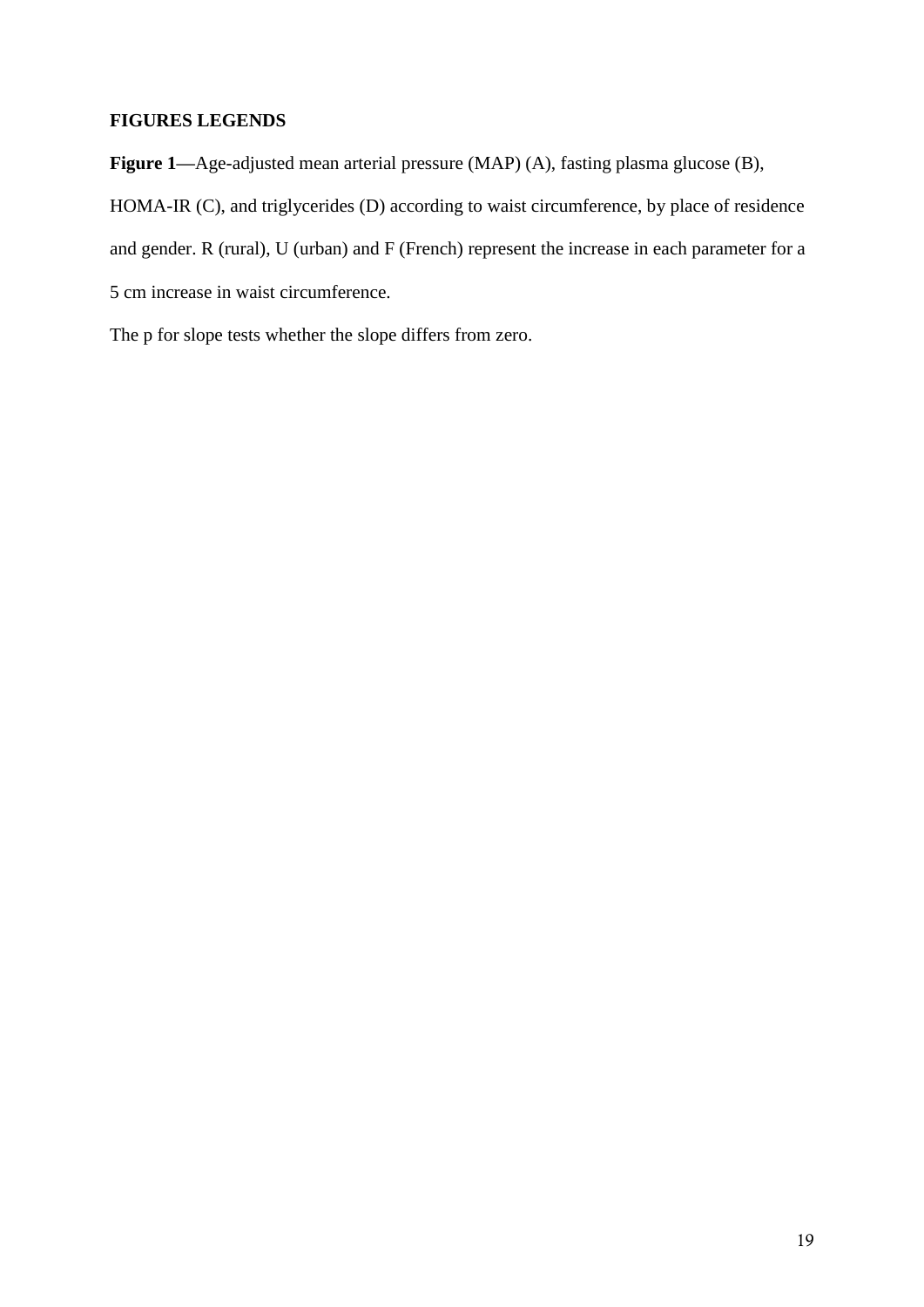**FIGURES LEGENDS**

**Figure 1**—Age-adjusted mean arterial pressure (MAP) (A), fasting plasma glucose (B), HOMA-IR (C), and triglycerides (D) according to waist circumference, by place of residence and gender. R (rural), U (urban) and F (French) represent the increase in each parameter for a 5 cm increase in waist circumference.

The p for slope tests whether the slope differs from zero.